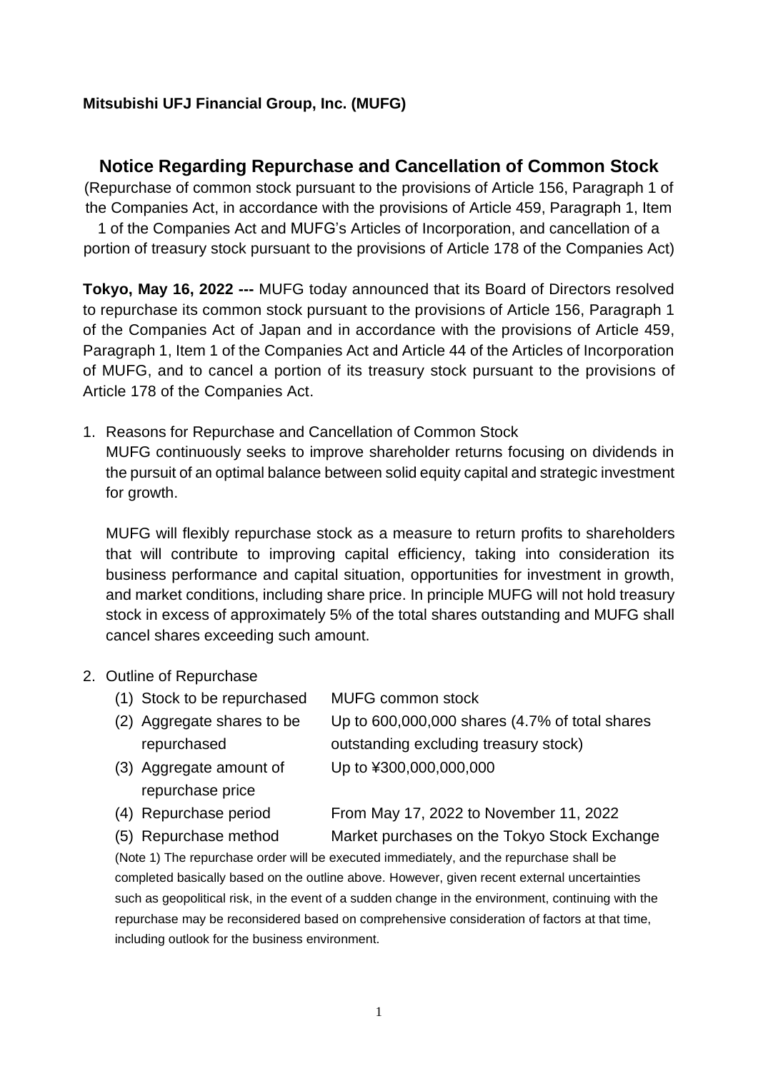**Mitsubishi UFJ Financial Group, Inc. (MUFG)**

# Notice Regarding Repurchase and Cancellation of Common Stock

(Repurchase of common stock pursuant to the provisions of Article 156, Paragraph 1 of the Companies Act, in accordance with the provisions of Article 459, Paragraph 1, Item 1 of the Companies Act and MUFG's Articles of Incorporation, and cancellation of a portion of treasury stock pursuant to the provisions of Article 178 of the Companies Act)

**Tokyo, May 16, 2022 ---** MUFG today announced that its Board of Directors resolved to repurchase its common stock pursuant to the provisions of Article 156, Paragraph 1 of the Companies Act of Japan and in accordance with the provisions of Article 459, Paragraph 1, Item 1 of the Companies Act and Article 44 of the Articles of Incorporation of MUFG, and to cancel a portion of its treasury stock pursuant to the provisions of Article 178 of the Companies Act.

1. Reasons for Repurchase and Cancellation of Common Stock

   MUFG continuously seeks to improve shareholder returns focusing on dividends in the pursuit of an optimal balance between solid equity capital and strategic investment for growth.

   MUFG will flexibly repurchase stock as a measure to return profits to shareholders that will contribute to improving capital efficiency, taking into consideration its business performance and capital situation, opportunities for investment in growth, and market conditions, including share price. In principle MUFG will not hold treasury stock in excess of approximately 5% of the total shares outstanding and MUFG shall cancel shares exceeding such amount.

2. Outline of Repurchase

| | |
|---|---|
| (1) Stock to be repurchased | MUFG common stock |
| (2) Aggregate shares to be repurchased | Up to 600,000,000 shares (4.7% of total shares outstanding excluding treasury stock) |
| (3) Aggregate amount of repurchase price | Up to ¥300,000,000,000 |
| (4) Repurchase period | From May 17, 2022 to November 11, 2022 |
| (5) Repurchase method | Market purchases on the Tokyo Stock Exchange |

(Note 1) The repurchase order will be executed immediately, and the repurchase shall be completed basically based on the outline above. However, given recent external uncertainties such as geopolitical risk, in the event of a sudden change in the environment, continuing with the repurchase may be reconsidered based on comprehensive consideration of factors at that time, including outlook for the business environment.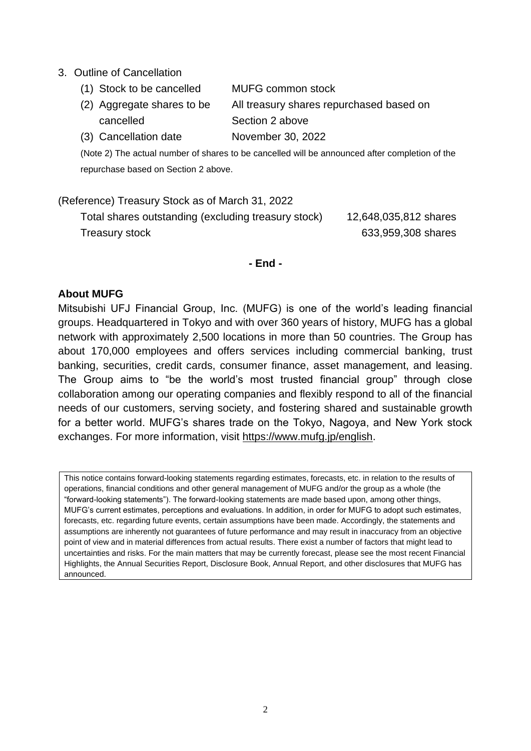3. Outline of Cancellation

| | |
|---|---|
| (1) Stock to be cancelled | MUFG common stock |
| (2) Aggregate shares to be cancelled | All treasury shares repurchased based on Section 2 above |
| (3) Cancellation date | November 30, 2022 |

(Note 2) The actual number of shares to be cancelled will be announced after completion of the repurchase based on Section 2 above.

(Reference) Treasury Stock as of March 31, 2022

| | |
|---|---|
| Total shares outstanding (excluding treasury stock) | 12,648,035,812 shares |
| Treasury stock | 633,959,308 shares |

**- End -**

**About MUFG**

Mitsubishi UFJ Financial Group, Inc. (MUFG) is one of the world's leading financial groups. Headquartered in Tokyo and with over 360 years of history, MUFG has a global network with approximately 2,500 locations in more than 50 countries. The Group has about 170,000 employees and offers services including commercial banking, trust banking, securities, credit cards, consumer finance, asset management, and leasing. The Group aims to "be the world's most trusted financial group" through close collaboration among our operating companies and flexibly respond to all of the financial needs of our customers, serving society, and fostering shared and sustainable growth for a better world. MUFG's shares trade on the Tokyo, Nagoya, and New York stock exchanges. For more information, visit https://www.mufg.jp/english.

This notice contains forward-looking statements regarding estimates, forecasts, etc. in relation to the results of operations, financial conditions and other general management of MUFG and/or the group as a whole (the "forward-looking statements"). The forward-looking statements are made based upon, among other things, MUFG's current estimates, perceptions and evaluations. In addition, in order for MUFG to adopt such estimates, forecasts, etc. regarding future events, certain assumptions have been made. Accordingly, the statements and assumptions are inherently not guarantees of future performance and may result in inaccuracy from an objective point of view and in material differences from actual results. There exist a number of factors that might lead to uncertainties and risks. For the main matters that may be currently forecast, please see the most recent Financial Highlights, the Annual Securities Report, Disclosure Book, Annual Report, and other disclosures that MUFG has announced.